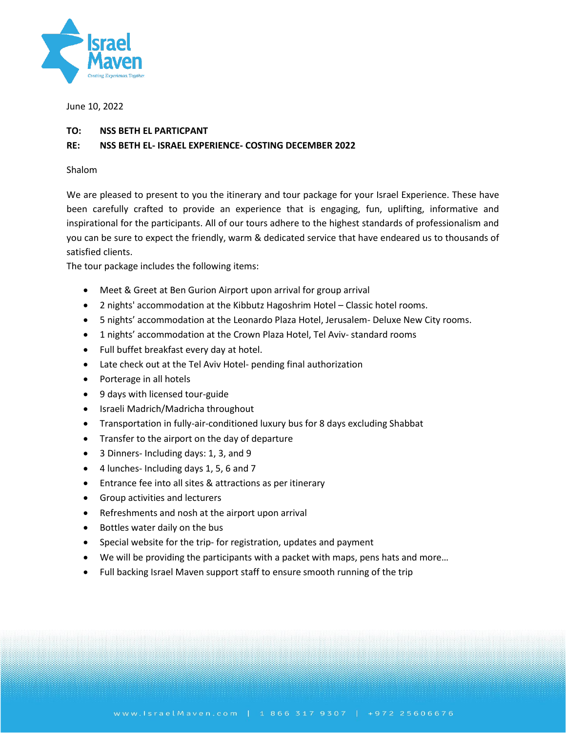June 10, 2022

**TO:** **NSS BETH EL PARTICPANT**

**RE:** **NSS BETH EL- ISRAEL EXPERIENCE- COSTING DECEMBER 2022**

Shalom

We are pleased to present to you the itinerary and tour package for your Israel Experience. These have been carefully crafted to provide an experience that is engaging, fun, uplifting, informative and inspirational for the participants. All of our tours adhere to the highest standards of professionalism and you can be sure to expect the friendly, warm & dedicated service that have endeared us to thousands of satisfied clients.

The tour package includes the following items:

- Meet & Greet at Ben Gurion Airport upon arrival for group arrival
- 2 nights' accommodation at the Kibbutz Hagoshrim Hotel – Classic hotel rooms.
- 5 nights' accommodation at the Leonardo Plaza Hotel, Jerusalem- Deluxe New City rooms.
- 1 nights' accommodation at the Crown Plaza Hotel, Tel Aviv- standard rooms
- Full buffet breakfast every day at hotel.
- Late check out at the Tel Aviv Hotel- pending final authorization
- Porterage in all hotels
- 9 days with licensed tour-guide
- Israeli Madrich/Madricha throughout
- Transportation in fully-air-conditioned luxury bus for 8 days excluding Shabbat
- Transfer to the airport on the day of departure
- 3 Dinners- Including days: 1, 3, and 9
- 4 lunches- Including days 1, 5, 6 and 7
- Entrance fee into all sites & attractions as per itinerary
- Group activities and lecturers
- Refreshments and nosh at the airport upon arrival
- Bottles water daily on the bus
- Special website for the trip- for registration, updates and payment
- We will be providing the participants with a packet with maps, pens hats and more…
- Full backing Israel Maven support staff to ensure smooth running of the trip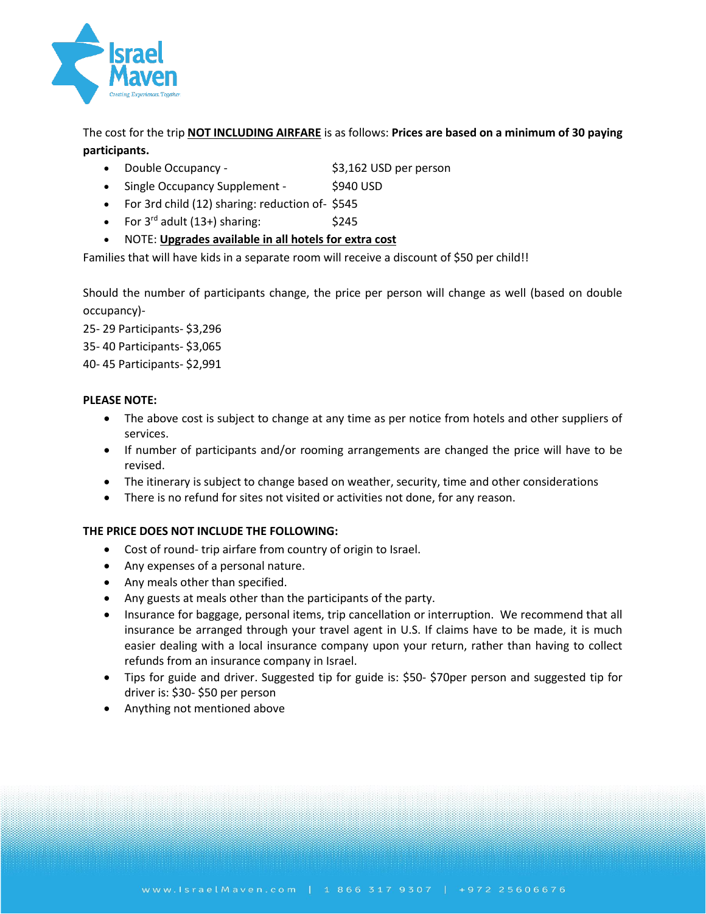The cost for the trip **NOT INCLUDING AIRFARE** is as follows: **Prices are based on a minimum of 30 paying participants.**

- Double Occupancy - $3,162 USD per person
- Single Occupancy Supplement - $940 USD
- For 3rd child (12) sharing: reduction of- $545
- For 3rd adult (13+) sharing: $245
- NOTE: **Upgrades available in all hotels for extra cost**

Families that will have kids in a separate room will receive a discount of $50 per child!!

Should the number of participants change, the price per person will change as well (based on double occupancy)-

25- 29 Participants- $3,296

35- 40 Participants- $3,065

40- 45 Participants- $2,991

**PLEASE NOTE:**

- The above cost is subject to change at any time as per notice from hotels and other suppliers of services.
- If number of participants and/or rooming arrangements are changed the price will have to be revised.
- The itinerary is subject to change based on weather, security, time and other considerations
- There is no refund for sites not visited or activities not done, for any reason.

**THE PRICE DOES NOT INCLUDE THE FOLLOWING:**

- Cost of round- trip airfare from country of origin to Israel.
- Any expenses of a personal nature.
- Any meals other than specified.
- Any guests at meals other than the participants of the party.
- Insurance for baggage, personal items, trip cancellation or interruption. We recommend that all insurance be arranged through your travel agent in U.S. If claims have to be made, it is much easier dealing with a local insurance company upon your return, rather than having to collect refunds from an insurance company in Israel.
- Tips for guide and driver. Suggested tip for guide is: $50- $70per person and suggested tip for driver is: $30- $50 per person
- Anything not mentioned above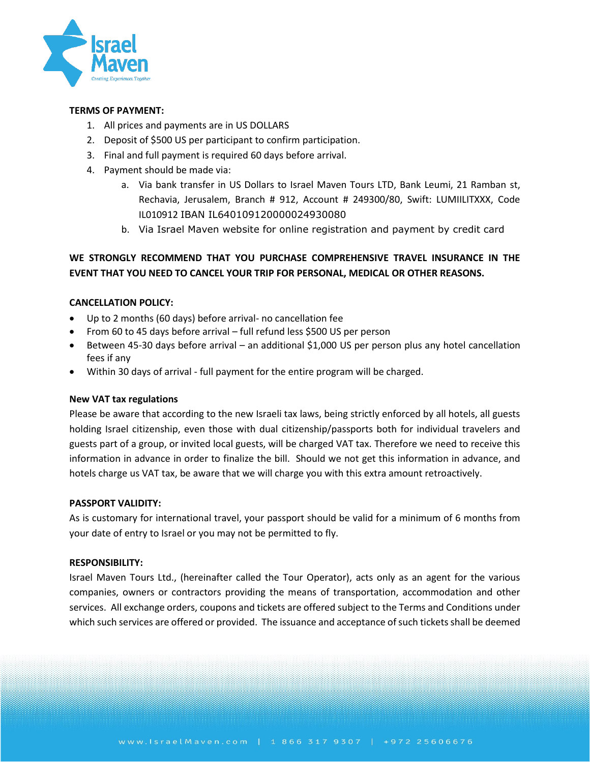**TERMS OF PAYMENT:**

1. All prices and payments are in US DOLLARS
2. Deposit of $500 US per participant to confirm participation.
3. Final and full payment is required 60 days before arrival.
4. Payment should be made via:
   a. Via bank transfer in US Dollars to Israel Maven Tours LTD, Bank Leumi, 21 Ramban st, Rechavia, Jerusalem, Branch # 912, Account # 249300/80, Swift: LUMIILITXXX, Code IL010912 IBAN IL640109120000024930080
   b. Via Israel Maven website for online registration and payment by credit card

**WE STRONGLY RECOMMEND THAT YOU PURCHASE COMPREHENSIVE TRAVEL INSURANCE IN THE EVENT THAT YOU NEED TO CANCEL YOUR TRIP FOR PERSONAL, MEDICAL OR OTHER REASONS.**

**CANCELLATION POLICY:**

- Up to 2 months (60 days) before arrival- no cancellation fee
- From 60 to 45 days before arrival – full refund less $500 US per person
- Between 45-30 days before arrival – an additional $1,000 US per person plus any hotel cancellation fees if any
- Within 30 days of arrival - full payment for the entire program will be charged.

**New VAT tax regulations**

Please be aware that according to the new Israeli tax laws, being strictly enforced by all hotels, all guests holding Israel citizenship, even those with dual citizenship/passports both for individual travelers and guests part of a group, or invited local guests, will be charged VAT tax. Therefore we need to receive this information in advance in order to finalize the bill. Should we not get this information in advance, and hotels charge us VAT tax, be aware that we will charge you with this extra amount retroactively.

**PASSPORT VALIDITY:**

As is customary for international travel, your passport should be valid for a minimum of 6 months from your date of entry to Israel or you may not be permitted to fly.

**RESPONSIBILITY:**

Israel Maven Tours Ltd., (hereinafter called the Tour Operator), acts only as an agent for the various companies, owners or contractors providing the means of transportation, accommodation and other services. All exchange orders, coupons and tickets are offered subject to the Terms and Conditions under which such services are offered or provided. The issuance and acceptance of such tickets shall be deemed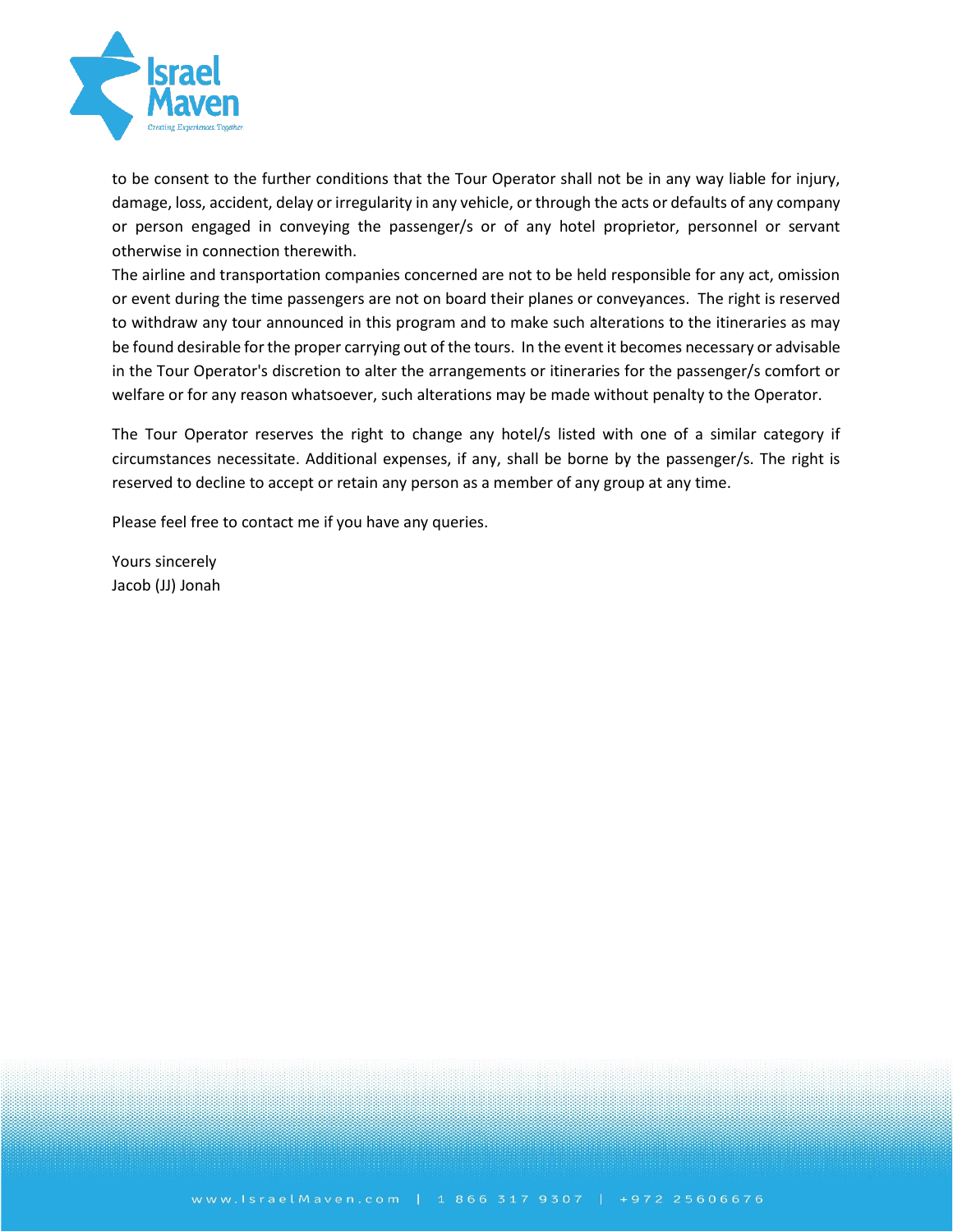to be consent to the further conditions that the Tour Operator shall not be in any way liable for injury, damage, loss, accident, delay or irregularity in any vehicle, or through the acts or defaults of any company or person engaged in conveying the passenger/s or of any hotel proprietor, personnel or servant otherwise in connection therewith.
The airline and transportation companies concerned are not to be held responsible for any act, omission or event during the time passengers are not on board their planes or conveyances. The right is reserved to withdraw any tour announced in this program and to make such alterations to the itineraries as may be found desirable for the proper carrying out of the tours. In the event it becomes necessary or advisable in the Tour Operator's discretion to alter the arrangements or itineraries for the passenger/s comfort or welfare or for any reason whatsoever, such alterations may be made without penalty to the Operator.

The Tour Operator reserves the right to change any hotel/s listed with one of a similar category if circumstances necessitate. Additional expenses, if any, shall be borne by the passenger/s. The right is reserved to decline to accept or retain any person as a member of any group at any time.

Please feel free to contact me if you have any queries.

Yours sincerely
Jacob (JJ) Jonah